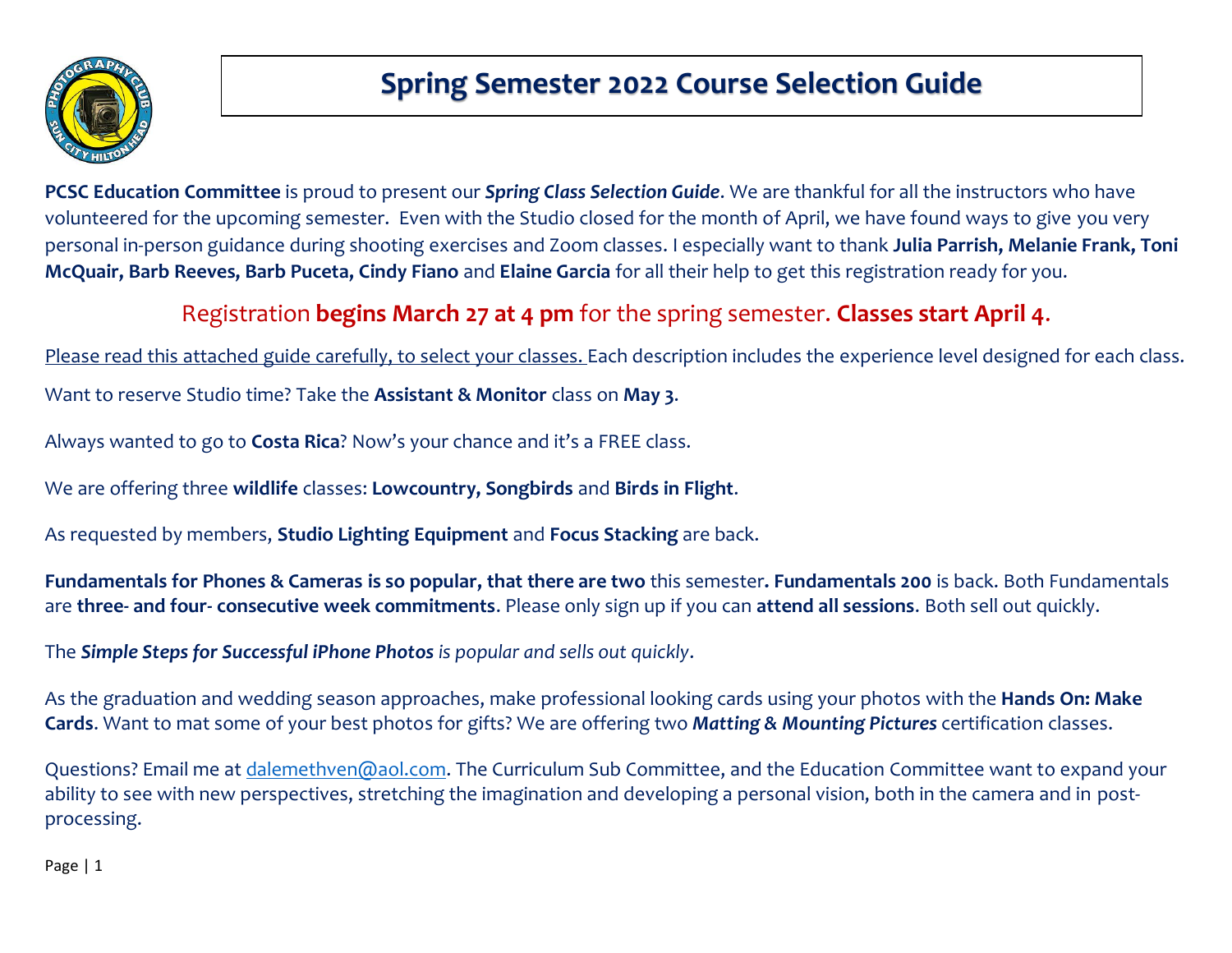# Spring Semester 2022 Course Selection Guide

**PCSC Education Committee** is proud to present our ***Spring Class Selection Guide***. We are thankful for all the instructors who have volunteered for the upcoming semester. Even with the Studio closed for the month of April, we have found ways to give you very personal in-person guidance during shooting exercises and Zoom classes. I especially want to thank **Julia Parrish, Melanie Frank, Toni McQuair, Barb Reeves, Barb Puceta, Cindy Fiano** and **Elaine Garcia** for all their help to get this registration ready for you.

## Registration **begins March 27 at 4 pm** for the spring semester. **Classes start April 4**.

Please read this attached guide carefully, to select your classes. Each description includes the experience level designed for each class.

Want to reserve Studio time? Take the **Assistant & Monitor** class on **May 3**.

Always wanted to go to **Costa Rica**? Now's your chance and it's a FREE class.

We are offering three **wildlife** classes: **Lowcountry, Songbirds** and **Birds in Flight**.

As requested by members, **Studio Lighting Equipment** and **Focus Stacking** are back.

**Fundamentals for Phones & Cameras is so popular, that there are two** this semester**. Fundamentals 200** is back. Both Fundamentals are **three- and four- consecutive week commitments**. Please only sign up if you can **attend all sessions**. Both sell out quickly.

The ***Simple Steps for Successful iPhone Photos*** *is popular and sells out quickly*.

As the graduation and wedding season approaches, make professional looking cards using your photos with the **Hands On: Make Cards**. Want to mat some of your best photos for gifts? We are offering two ***Matting & Mounting Pictures*** certification classes.

Questions? Email me at dalemethven@aol.com. The Curriculum Sub Committee, and the Education Committee want to expand your ability to see with new perspectives, stretching the imagination and developing a personal vision, both in the camera and in post-processing.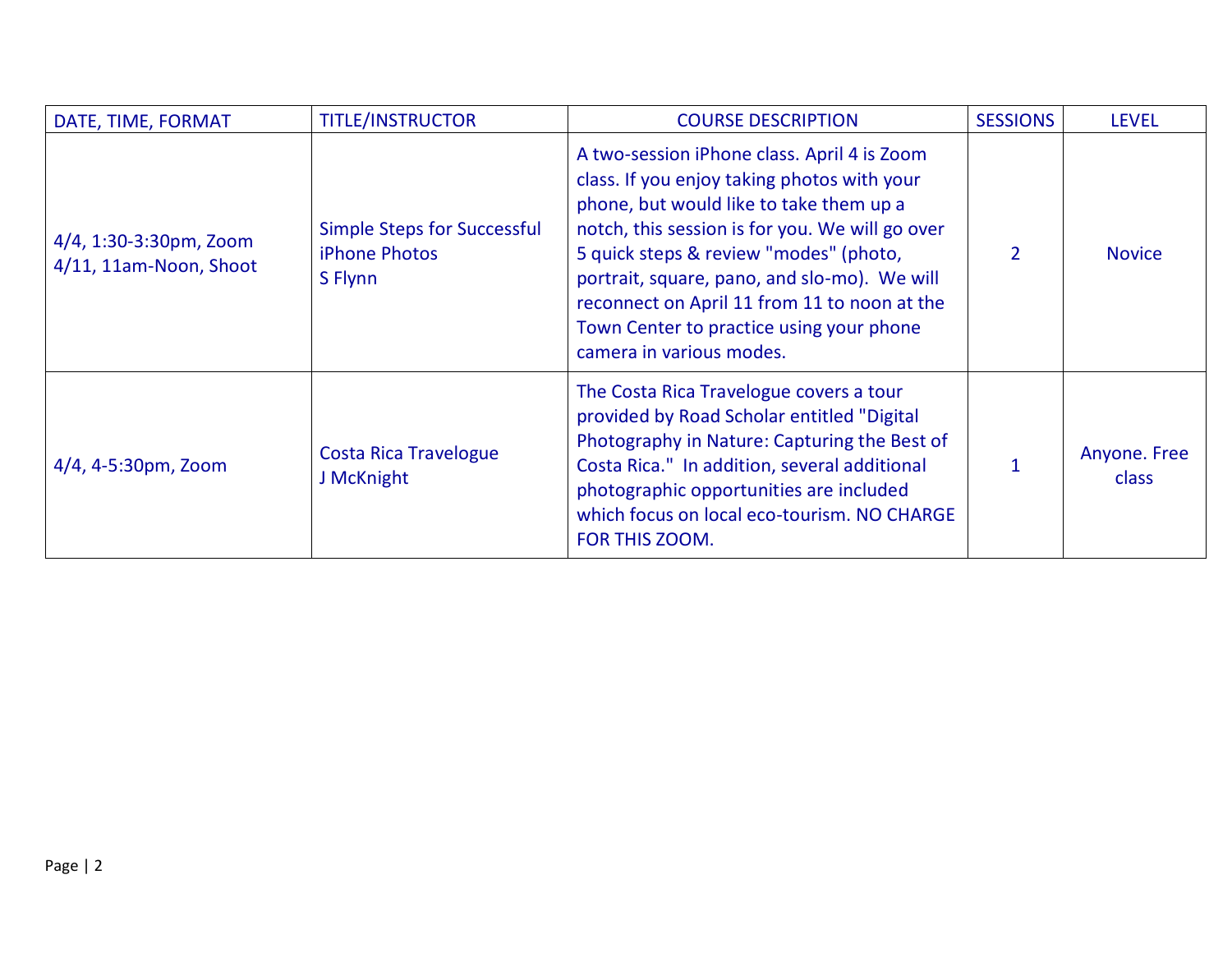| DATE, TIME, FORMAT | TITLE/INSTRUCTOR | COURSE DESCRIPTION | SESSIONS | LEVEL |
|---|---|---|---|---|
| 4/4, 1:30-3:30pm, Zoom<br>4/11, 11am-Noon, Shoot | Simple Steps for Successful iPhone Photos<br>S Flynn | A two-session iPhone class. April 4 is Zoom class. If you enjoy taking photos with your phone, but would like to take them up a notch, this session is for you. We will go over 5 quick steps & review "modes" (photo, portrait, square, pano, and slo-mo). We will reconnect on April 11 from 11 to noon at the Town Center to practice using your phone camera in various modes. | 2 | Novice |
| 4/4, 4-5:30pm, Zoom | Costa Rica Travelogue<br>J McKnight | The Costa Rica Travelogue covers a tour provided by Road Scholar entitled "Digital Photography in Nature: Capturing the Best of Costa Rica." In addition, several additional photographic opportunities are included which focus on local eco-tourism. NO CHARGE FOR THIS ZOOM. | 1 | Anyone. Free class |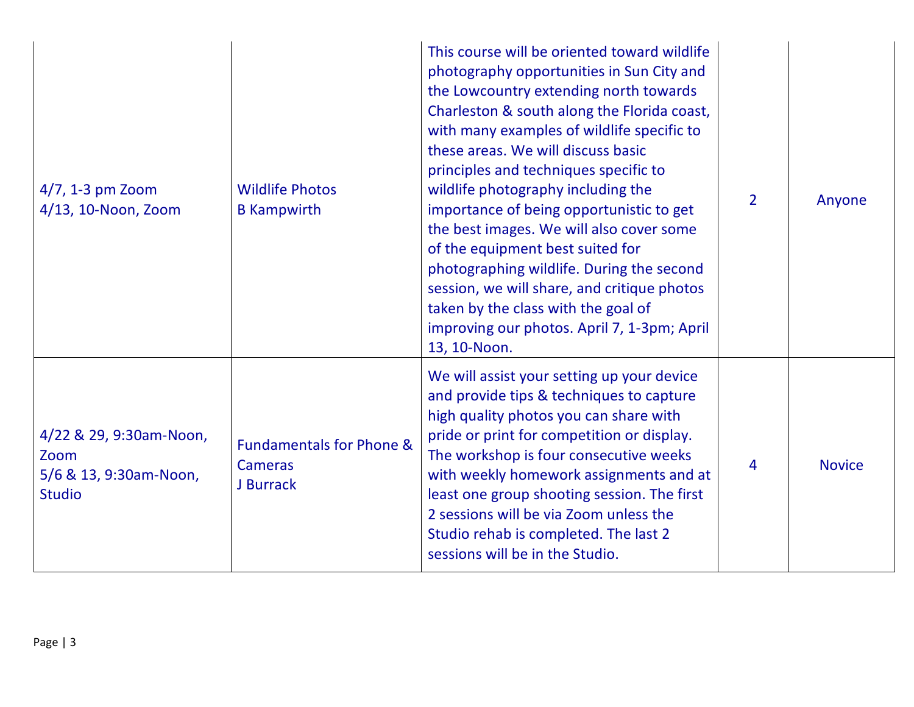| | | | | |
|---|---|---|---|---|
| 4/7, 1-3 pm Zoom<br>4/13, 10-Noon, Zoom | Wildlife Photos<br>B Kampwirth | This course will be oriented toward wildlife photography opportunities in Sun City and the Lowcountry extending north towards Charleston & south along the Florida coast, with many examples of wildlife specific to these areas. We will discuss basic principles and techniques specific to wildlife photography including the importance of being opportunistic to get the best images. We will also cover some of the equipment best suited for photographing wildlife. During the second session, we will share, and critique photos taken by the class with the goal of improving our photos. April 7, 1-3pm; April 13, 10-Noon. | 2 | Anyone |
| 4/22 & 29, 9:30am-Noon, Zoom<br>5/6 & 13, 9:30am-Noon, Studio | Fundamentals for Phone & Cameras<br>J Burrack | We will assist your setting up your device and provide tips & techniques to capture high quality photos you can share with pride or print for competition or display. The workshop is four consecutive weeks with weekly homework assignments and at least one group shooting session. The first 2 sessions will be via Zoom unless the Studio rehab is completed. The last 2 sessions will be in the Studio. | 4 | Novice |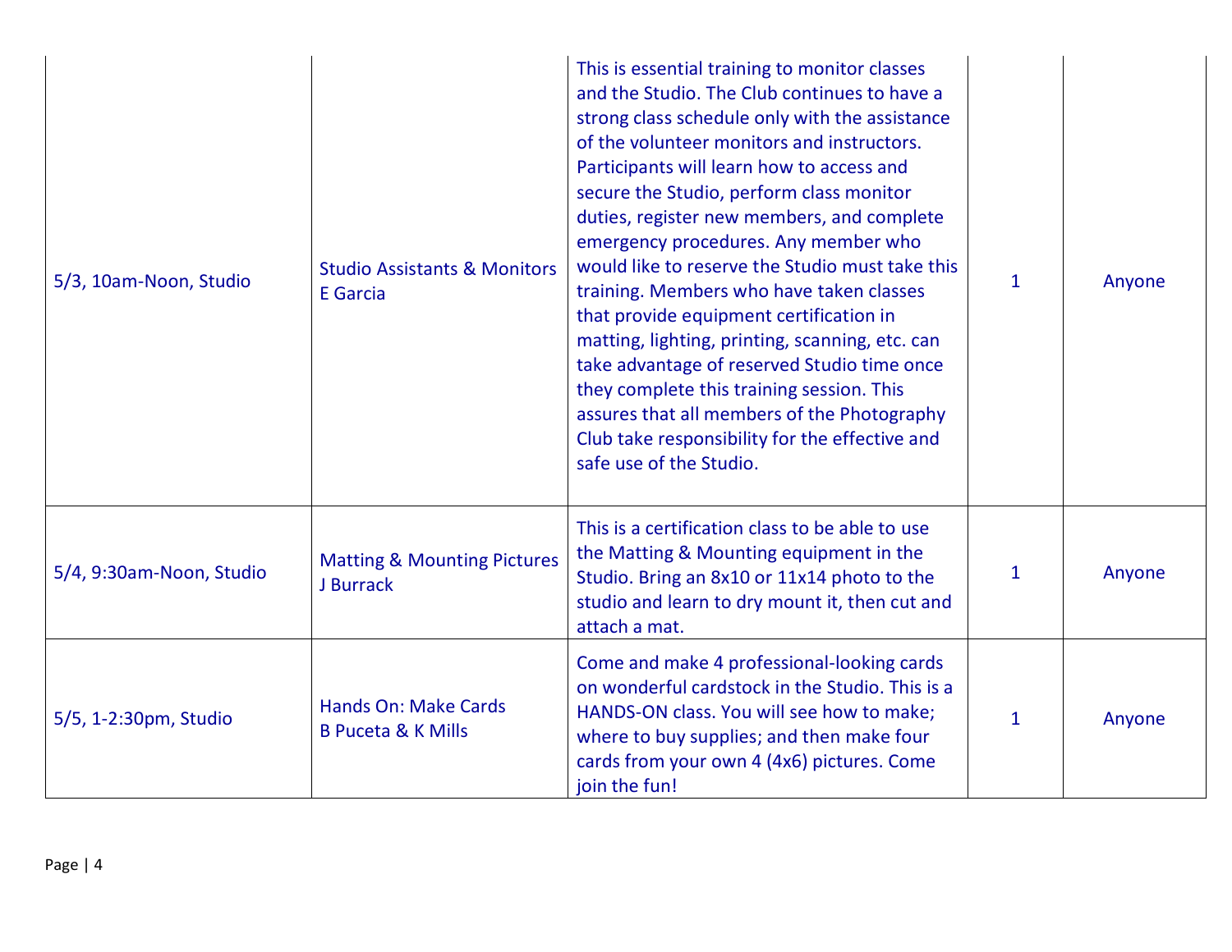| | | | | |
|---|---|---|---|---|
| 5/3, 10am-Noon, Studio | Studio Assistants & Monitors<br>E Garcia | This is essential training to monitor classes and the Studio. The Club continues to have a strong class schedule only with the assistance of the volunteer monitors and instructors. Participants will learn how to access and secure the Studio, perform class monitor duties, register new members, and complete emergency procedures. Any member who would like to reserve the Studio must take this training. Members who have taken classes that provide equipment certification in matting, lighting, printing, scanning, etc. can take advantage of reserved Studio time once they complete this training session. This assures that all members of the Photography Club take responsibility for the effective and safe use of the Studio. | 1 | Anyone |
| 5/4, 9:30am-Noon, Studio | Matting & Mounting Pictures<br>J Burrack | This is a certification class to be able to use the Matting & Mounting equipment in the Studio. Bring an 8x10 or 11x14 photo to the studio and learn to dry mount it, then cut and attach a mat. | 1 | Anyone |
| 5/5, 1-2:30pm, Studio | Hands On: Make Cards<br>B Puceta & K Mills | Come and make 4 professional-looking cards on wonderful cardstock in the Studio. This is a HANDS-ON class. You will see how to make; where to buy supplies; and then make four cards from your own 4 (4x6) pictures. Come join the fun! | 1 | Anyone |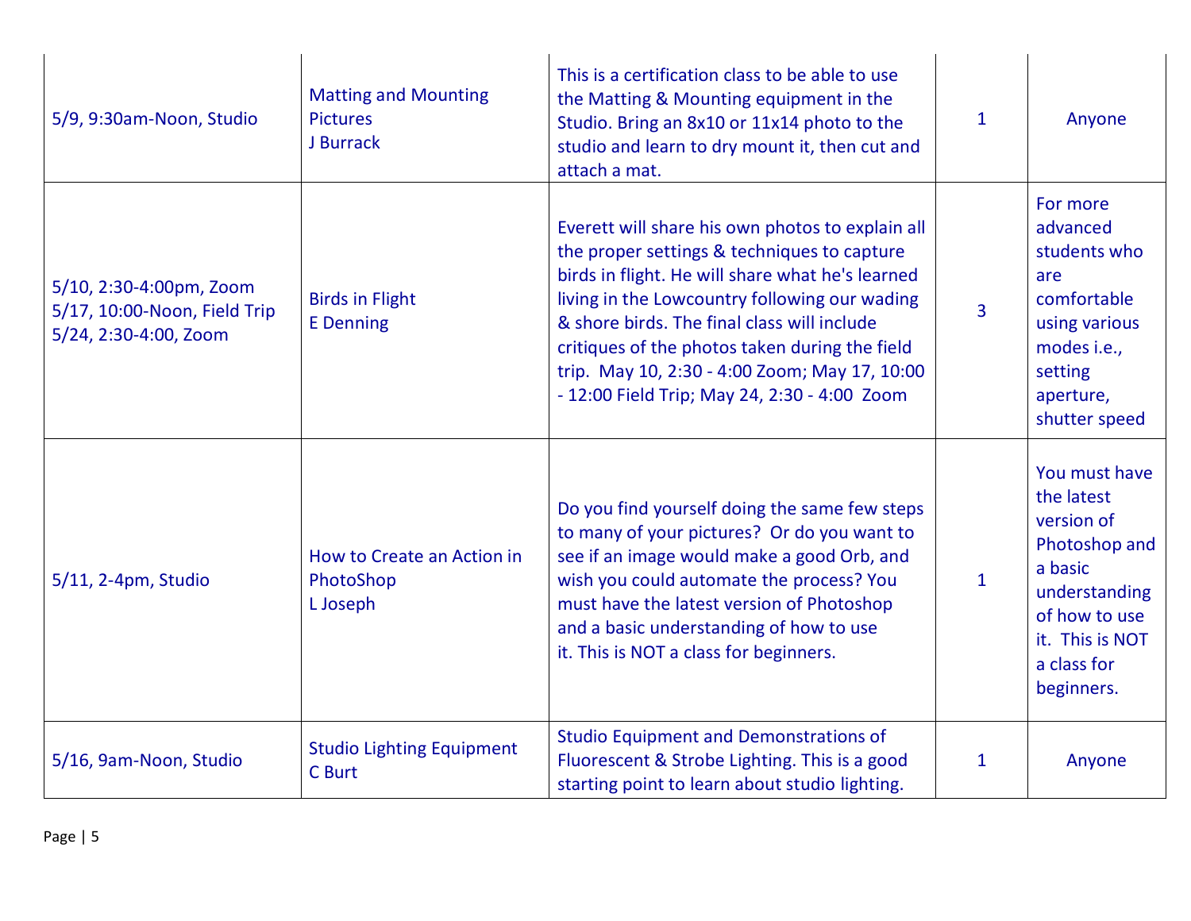| | | | | |
|---|---|---|---|---|
| 5/9, 9:30am-Noon, Studio | Matting and Mounting Pictures<br>J Burrack | This is a certification class to be able to use the Matting & Mounting equipment in the Studio. Bring an 8x10 or 11x14 photo to the studio and learn to dry mount it, then cut and attach a mat. | 1 | Anyone |
| 5/10, 2:30-4:00pm, Zoom<br>5/17, 10:00-Noon, Field Trip<br>5/24, 2:30-4:00, Zoom | Birds in Flight<br>E Denning | Everett will share his own photos to explain all the proper settings & techniques to capture birds in flight. He will share what he's learned living in the Lowcountry following our wading & shore birds. The final class will include critiques of the photos taken during the field trip. May 10, 2:30 - 4:00 Zoom; May 17, 10:00 - 12:00 Field Trip; May 24, 2:30 - 4:00 Zoom | 3 | For more advanced students who are comfortable using various modes i.e., setting aperture, shutter speed |
| 5/11, 2-4pm, Studio | How to Create an Action in PhotoShop<br>L Joseph | Do you find yourself doing the same few steps to many of your pictures? Or do you want to see if an image would make a good Orb, and wish you could automate the process? You must have the latest version of Photoshop and a basic understanding of how to use it. This is NOT a class for beginners. | 1 | You must have the latest version of Photoshop and a basic understanding of how to use it. This is NOT a class for beginners. |
| 5/16, 9am-Noon, Studio | Studio Lighting Equipment<br>C Burt | Studio Equipment and Demonstrations of Fluorescent & Strobe Lighting. This is a good starting point to learn about studio lighting. | 1 | Anyone |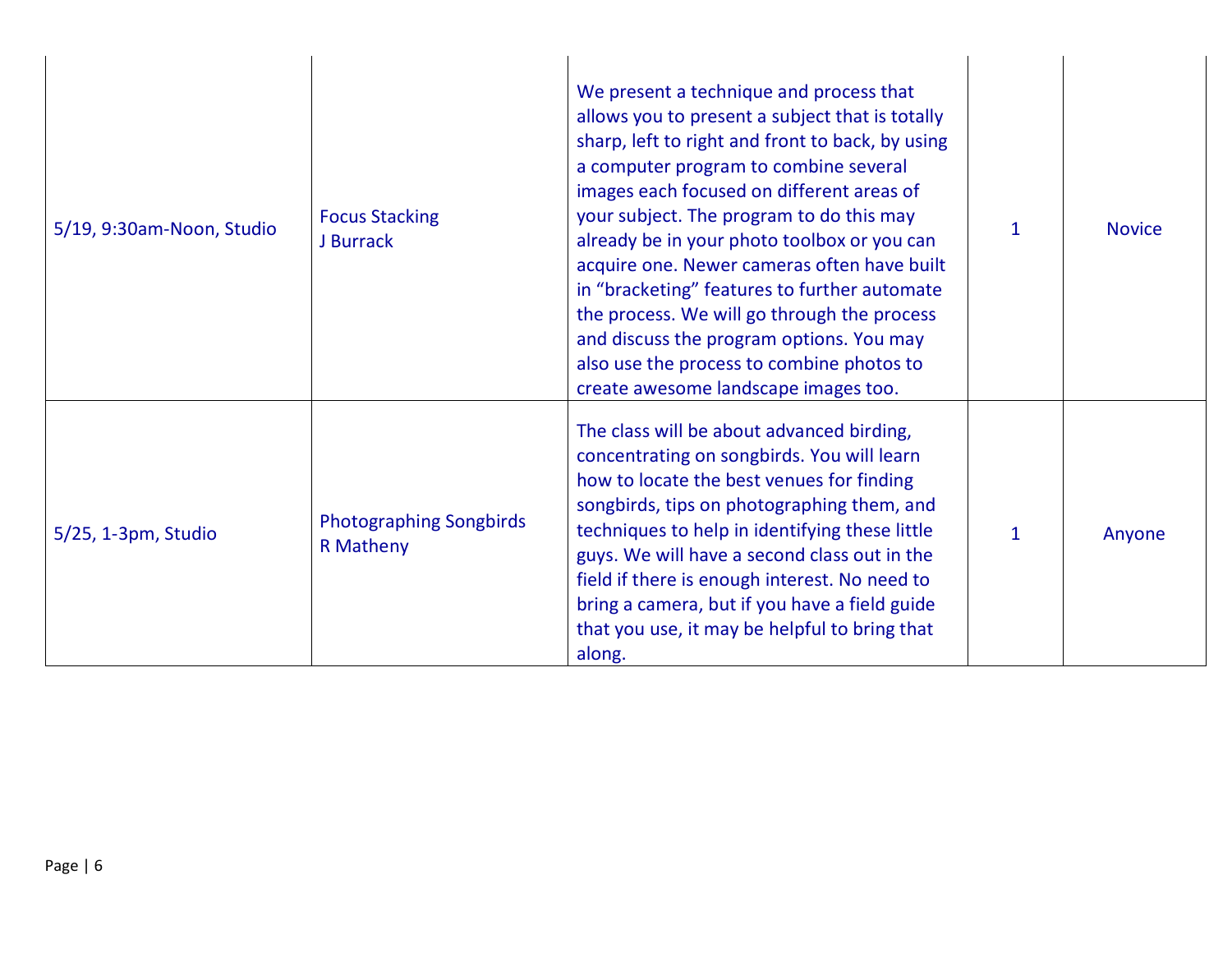| | | | | |
|---|---|---|---|---|
| 5/19, 9:30am-Noon, Studio | Focus Stacking<br>J Burrack | We present a technique and process that allows you to present a subject that is totally sharp, left to right and front to back, by using a computer program to combine several images each focused on different areas of your subject. The program to do this may already be in your photo toolbox or you can acquire one. Newer cameras often have built in "bracketing" features to further automate the process. We will go through the process and discuss the program options. You may also use the process to combine photos to create awesome landscape images too. | 1 | Novice |
| 5/25, 1-3pm, Studio | Photographing Songbirds<br>R Matheny | The class will be about advanced birding, concentrating on songbirds. You will learn how to locate the best venues for finding songbirds, tips on photographing them, and techniques to help in identifying these little guys. We will have a second class out in the field if there is enough interest. No need to bring a camera, but if you have a field guide that you use, it may be helpful to bring that along. | 1 | Anyone |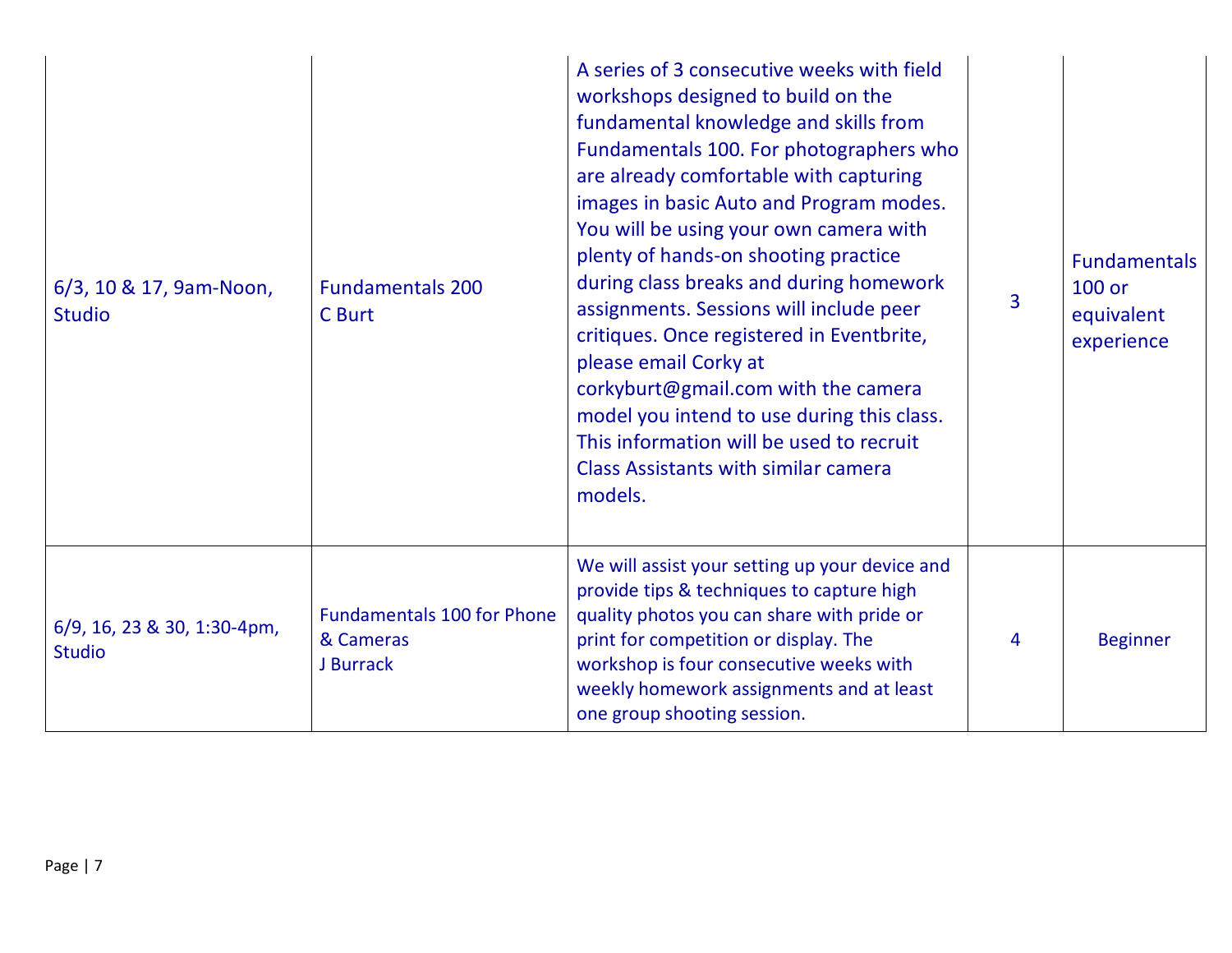| | | | | |
|---|---|---|---|---|
| 6/3, 10 & 17, 9am-Noon, Studio | Fundamentals 200<br>C Burt | A series of 3 consecutive weeks with field workshops designed to build on the fundamental knowledge and skills from Fundamentals 100. For photographers who are already comfortable with capturing images in basic Auto and Program modes. You will be using your own camera with plenty of hands-on shooting practice during class breaks and during homework assignments. Sessions will include peer critiques. Once registered in Eventbrite, please email Corky at corkyburt@gmail.com with the camera model you intend to use during this class. This information will be used to recruit Class Assistants with similar camera models. | 3 | Fundamentals 100 or equivalent experience |
| 6/9, 16, 23 & 30, 1:30-4pm, Studio | Fundamentals 100 for Phone & Cameras<br>J Burrack | We will assist your setting up your device and provide tips & techniques to capture high quality photos you can share with pride or print for competition or display. The workshop is four consecutive weeks with weekly homework assignments and at least one group shooting session. | 4 | Beginner |